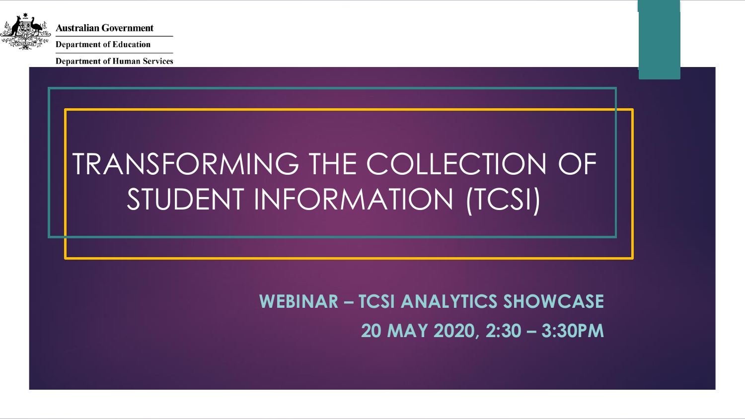Australian Government

Department of Education

Department of Human Services

# TRANSFORMING THE COLLECTION OF STUDENT INFORMATION (TCSI)

**WEBINAR – TCSI ANALYTICS SHOWCASE**

**20 MAY 2020, 2:30 – 3:30PM**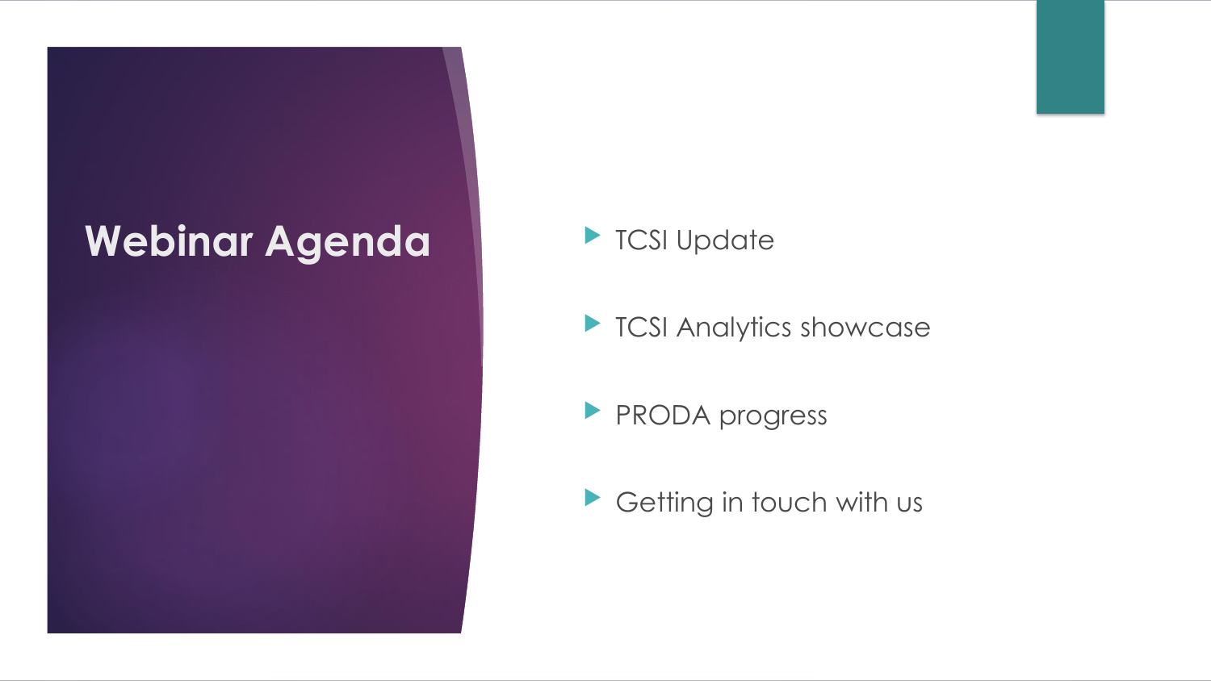# Webinar Agenda

- TCSI Update
- TCSI Analytics showcase
- PRODA progress
- Getting in touch with us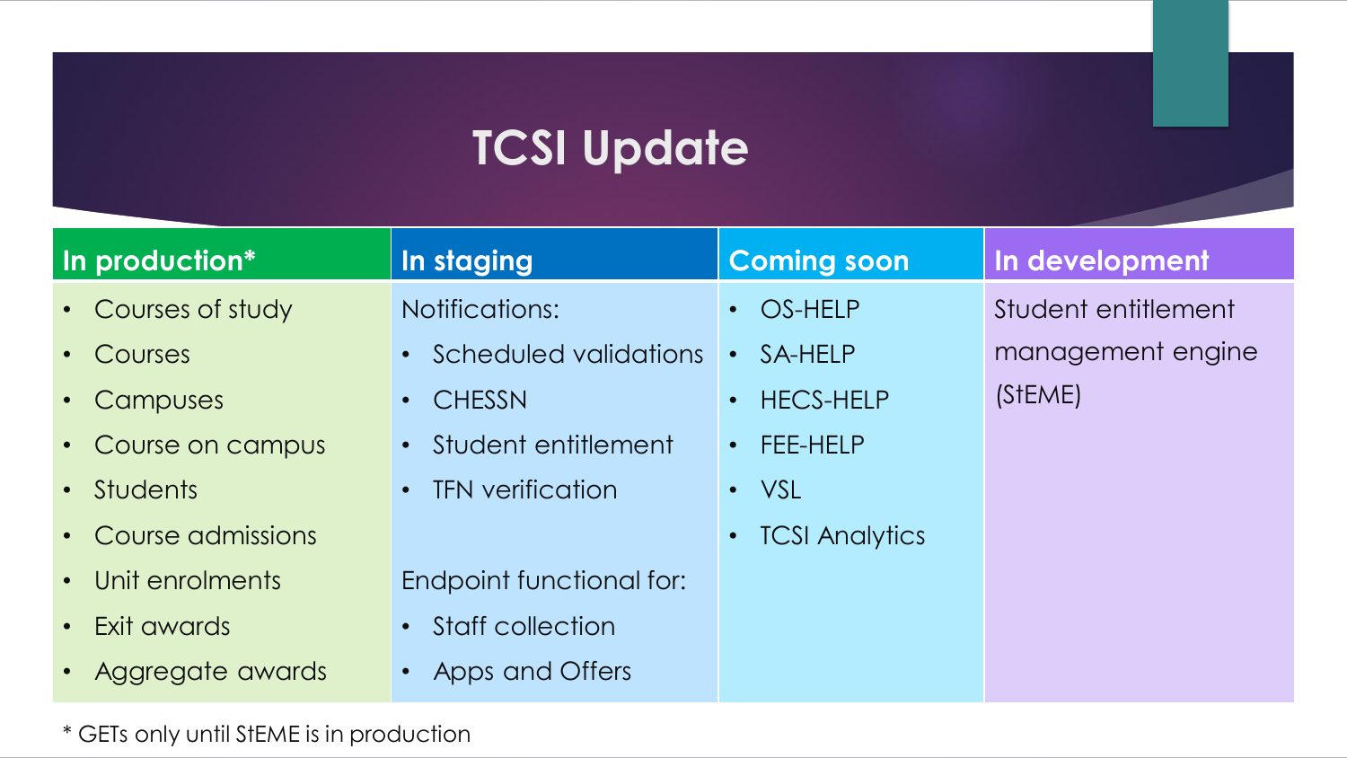# TCSI Update

| In production* | In staging | Coming soon | In development |
| --- | --- | --- | --- |
| • Courses of study<br>• Courses<br>• Campuses<br>• Course on campus<br>• Students<br>• Course admissions<br>• Unit enrolments<br>• Exit awards<br>• Aggregate awards | Notifications:<br>• Scheduled validations<br>• CHESSN<br>• Student entitlement<br>• TFN verification<br><br>Endpoint functional for:<br>• Staff collection<br>• Apps and Offers | • OS-HELP<br>• SA-HELP<br>• HECS-HELP<br>• FEE-HELP<br>• VSL<br>• TCSI Analytics | Student entitlement management engine (StEME) |

\* GETs only until StEME is in production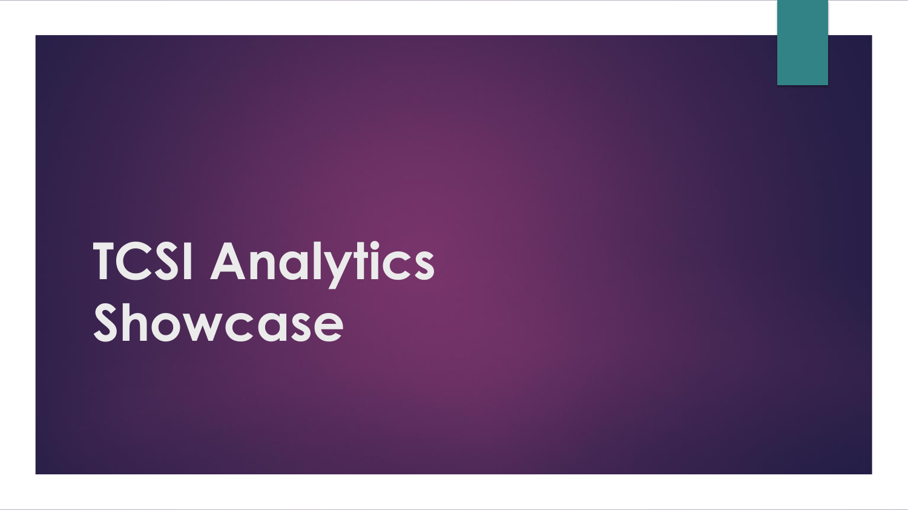# TCSI Analytics Showcase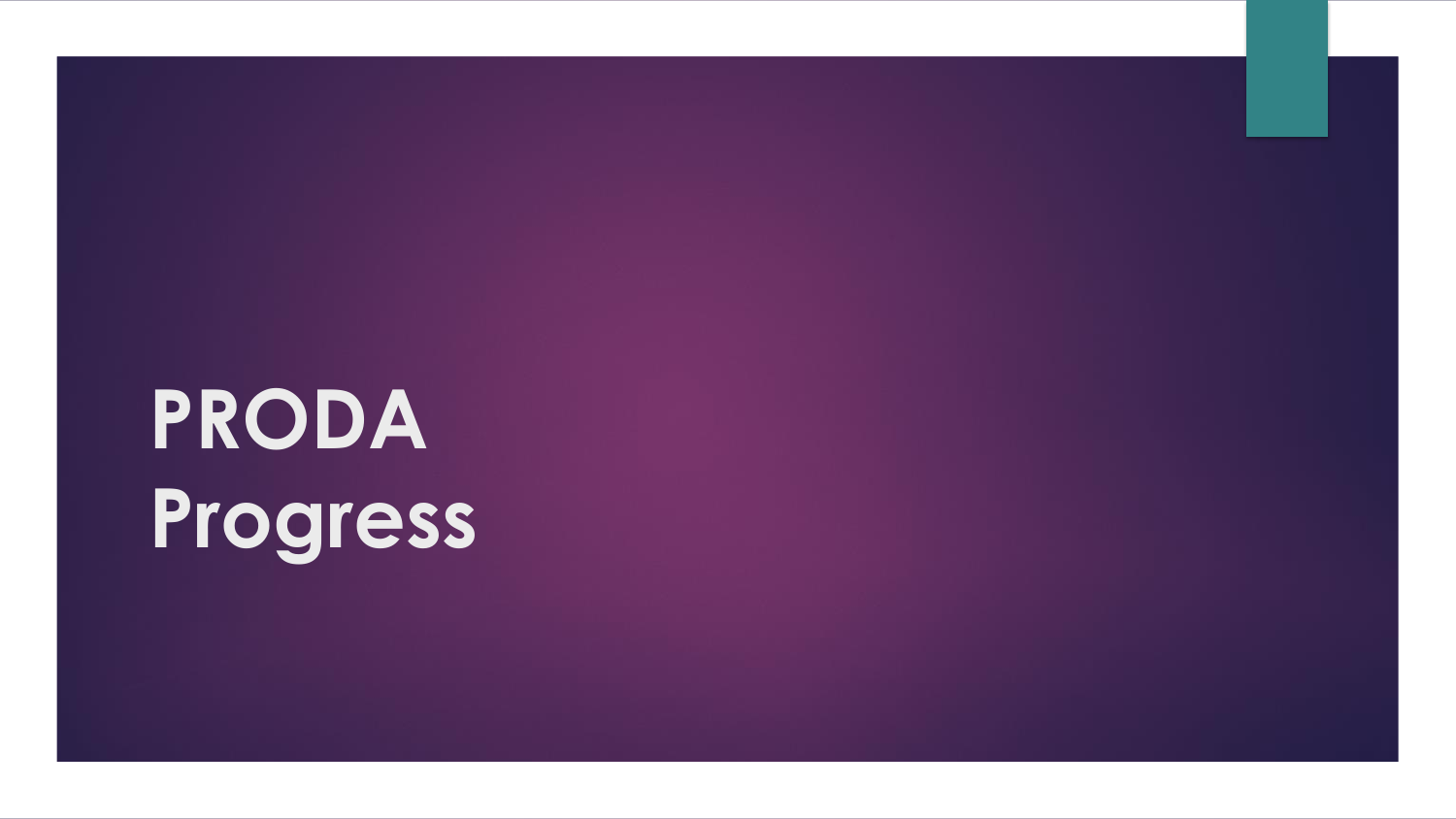# PRODA Progress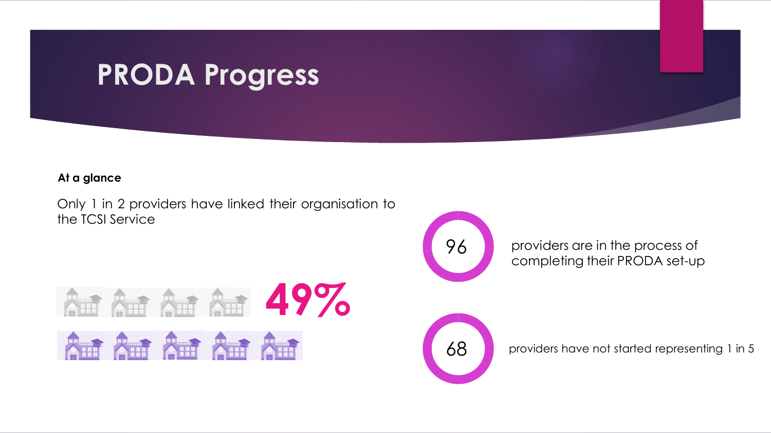# PRODA Progress

**At a glance**

Only 1 in 2 providers have linked their organisation to the TCSI Service

49%

96 providers are in the process of completing their PRODA set-up

68 providers have not started representing 1 in 5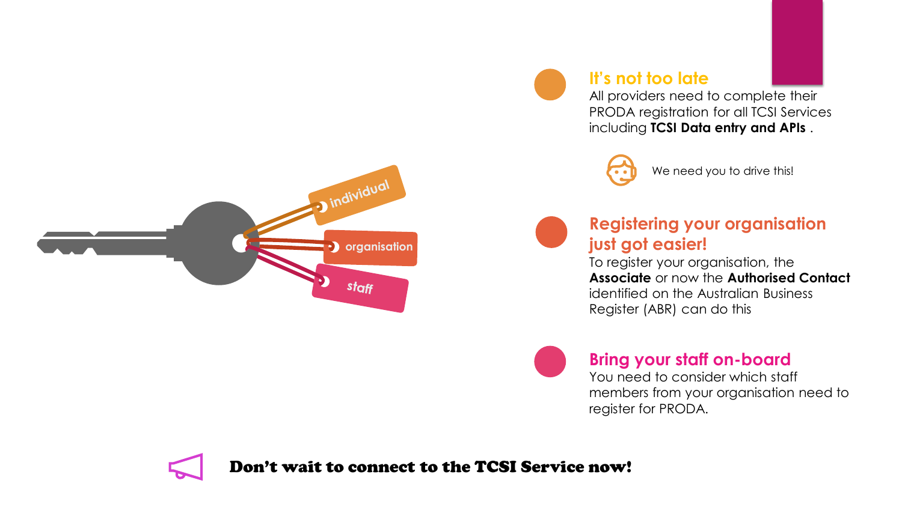## It's not too late

All providers need to complete their PRODA registration for all TCSI Services including **TCSI Data entry and APIs** .

We need you to drive this!

## Registering your organisation just got easier!

To register your organisation, the **Associate** or now the **Authorised Contact** identified on the Australian Business Register (ABR) can do this

## Bring your staff on-board

You need to consider which staff members from your organisation need to register for PRODA.

**Don't wait to connect to the TCSI Service now!**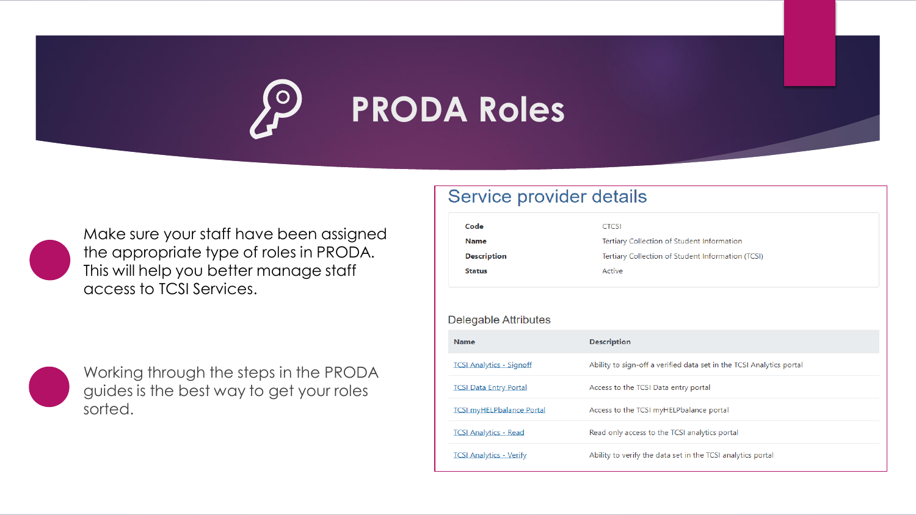# PRODA Roles

- Make sure your staff have been assigned the appropriate type of roles in PRODA. This will help you better manage staff access to TCSI Services.

- Working through the steps in the PRODA guides is the best way to get your roles sorted.

## Service provider details

| | |
|---|---|
| **Code** | CTCSI |
| **Name** | Tertiary Collection of Student Information |
| **Description** | Tertiary Collection of Student Information (TCSI) |
| **Status** | Active |

### Delegable Attributes

| Name | Description |
|---|---|
| TCSI Analytics - Signoff | Ability to sign-off a verified data set in the TCSI Analytics portal |
| TCSI Data Entry Portal | Access to the TCSI Data entry portal |
| TCSI myHELPbalance Portal | Access to the TCSI myHELPbalance portal |
| TCSI Analytics - Read | Read only access to the TCSI analytics portal |
| TCSI Analytics - Verify | Ability to verify the data set in the TCSI analytics portal |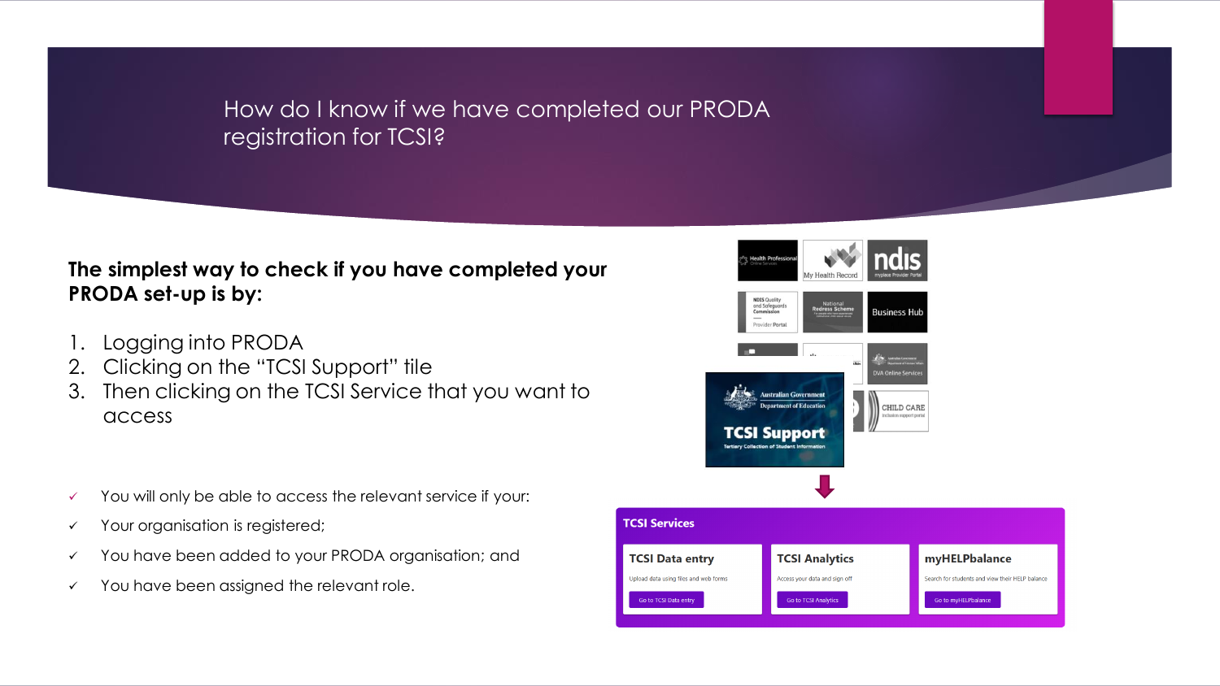# How do I know if we have completed our PRODA registration for TCSI?

**The simplest way to check if you have completed your PRODA set-up is by:**

1. Logging into PRODA
2. Clicking on the "TCSI Support" tile
3. Then clicking on the TCSI Service that you want to access

- ✓ You will only be able to access the relevant service if your:
- ✓ Your organisation is registered;
- ✓ You have been added to your PRODA organisation; and
- ✓ You have been assigned the relevant role.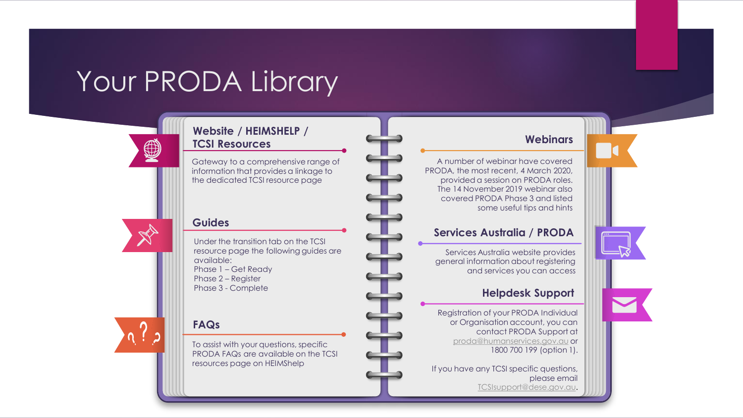# Your PRODA Library

## Website / HEIMSHELP / TCSI Resources

Gateway to a comprehensive range of information that provides a linkage to the dedicated TCSI resource page

## Guides

Under the transition tab on the TCSI resource page the following guides are available:

Phase 1 – Get Ready
Phase 2 – Register
Phase 3 - Complete

## FAQs

To assist with your questions, specific PRODA FAQs are available on the TCSI resources page on HEIMShelp

## Webinars

A number of webinar have covered PRODA, the most recent, 4 March 2020, provided a session on PRODA roles. The 14 November 2019 webinar also covered PRODA Phase 3 and listed some useful tips and hints

## Services Australia / PRODA

Services Australia website provides general information about registering and services you can access

## Helpdesk Support

Registration of your PRODA Individual or Organisation account, you can contact PRODA Support at proda@humanservices.gov.au or 1800 700 199 (option 1).

If you have any TCSI specific questions, please email TCSIsupport@dese.gov.au.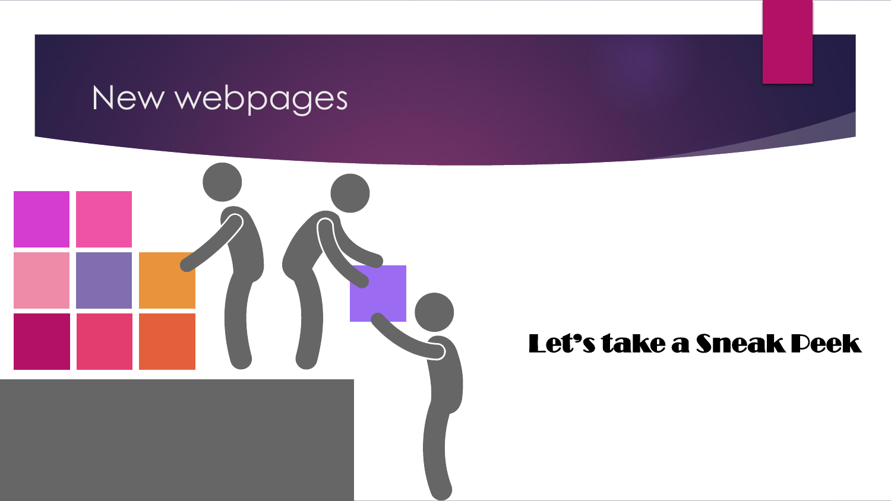# New webpages

**Let's take a Sneak Peek**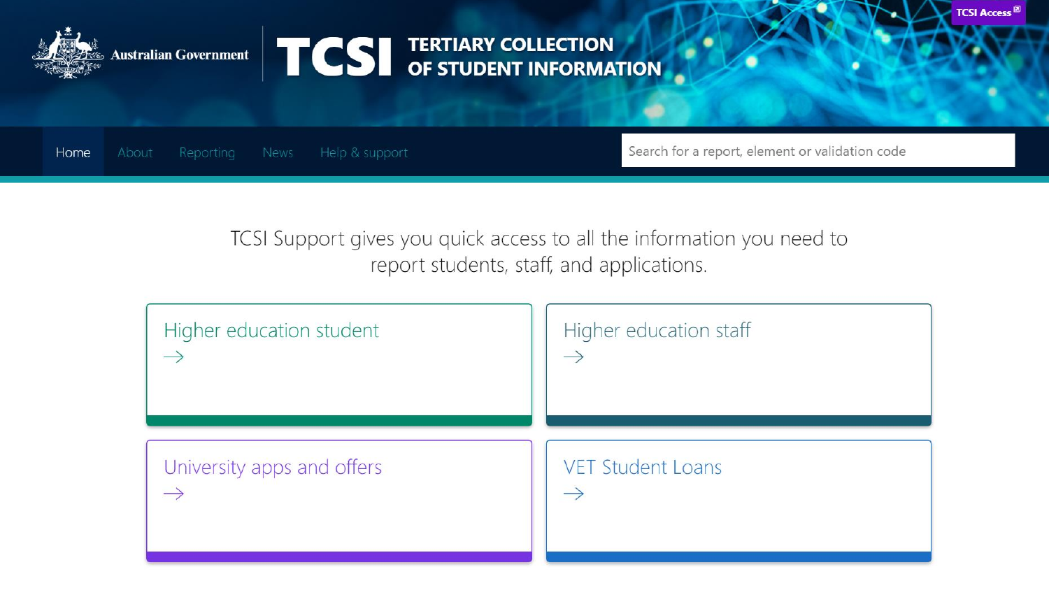Australian Government

# TCSI

**TERTIARY COLLECTION OF STUDENT INFORMATION**

TCSI Access

Home | About | Reporting | News | Help & support

Search for a report, element or validation code

TCSI Support gives you quick access to all the information you need to report students, staff, and applications.

## Higher education student →

## Higher education staff →

## University apps and offers →

## VET Student Loans →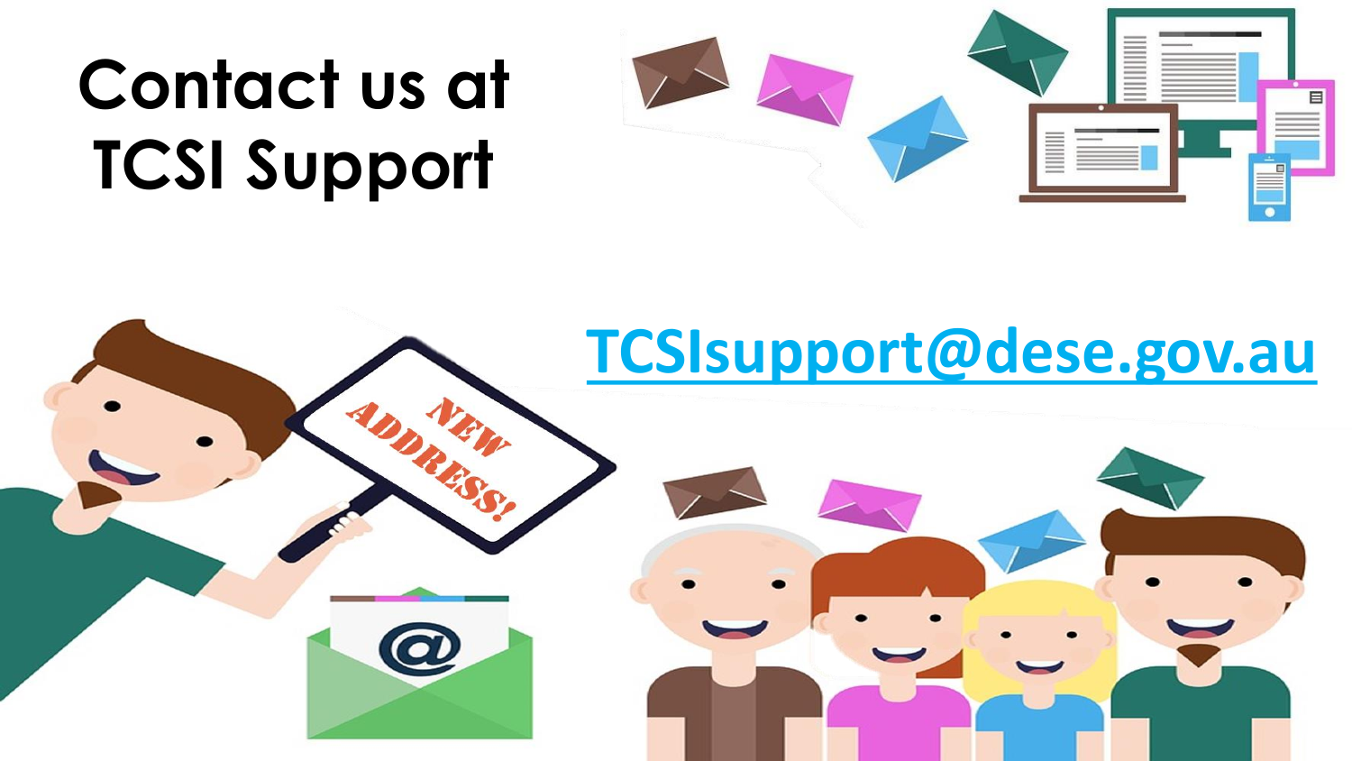# Contact us at TCSI Support

TCSIsupport@dese.gov.au